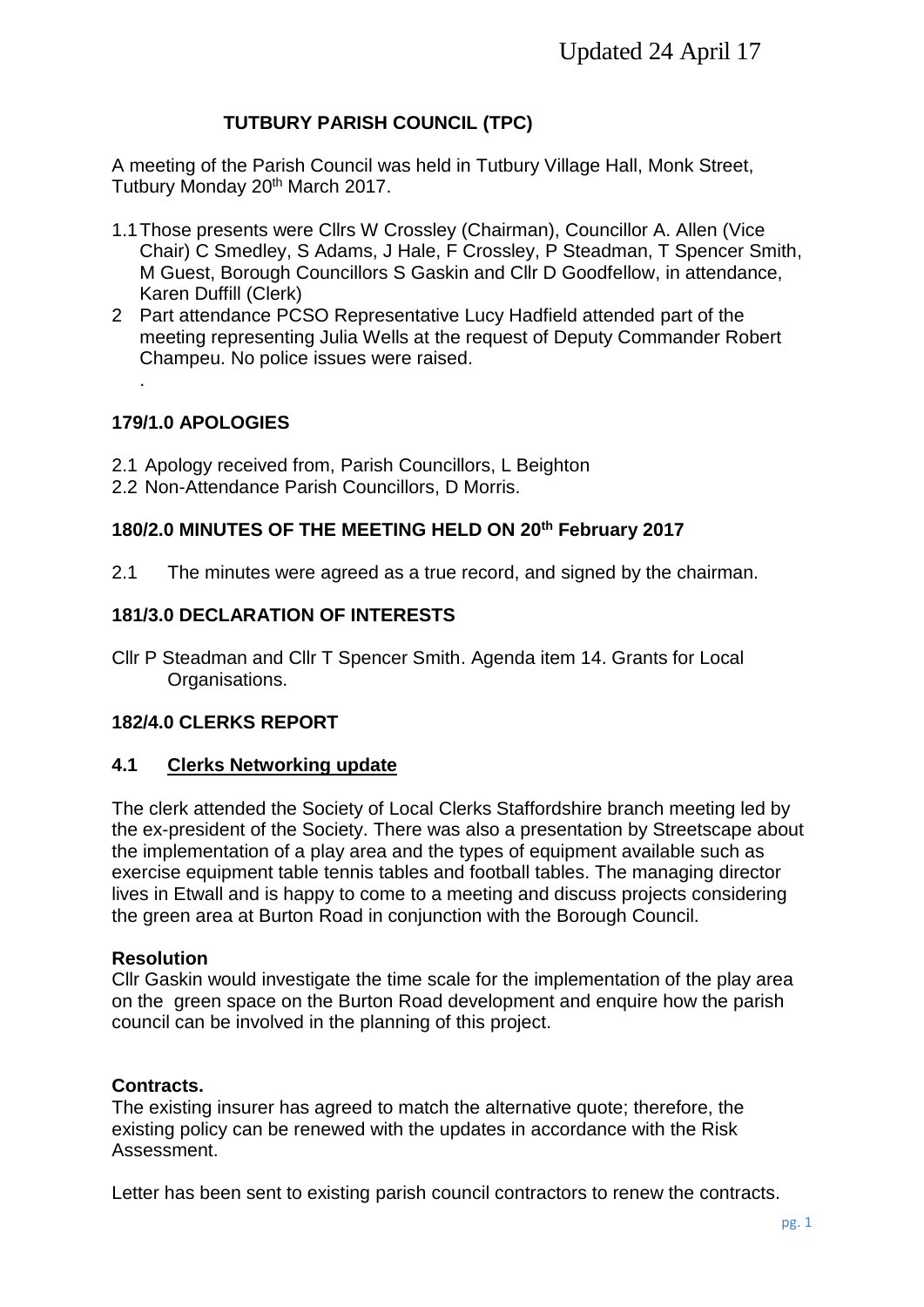Updated 24 April 17

# TUTBURY PARISH COUNCIL (TPC)

A meeting of the Parish Council was held in Tutbury Village Hall, Monk Street, Tutbury Monday 20th March 2017.

1.1 Those presents were Cllrs W Crossley (Chairman), Councillor A. Allen (Vice Chair) C Smedley, S Adams, J Hale, F Crossley, P Steadman, T Spencer Smith, M Guest, Borough Councillors S Gaskin and Cllr D Goodfellow, in attendance, Karen Duffill (Clerk)

2 Part attendance PCSO Representative Lucy Hadfield attended part of the meeting representing Julia Wells at the request of Deputy Commander Robert Champeu. No police issues were raised.

.

## 179/1.0 APOLOGIES

2.1 Apology received from, Parish Councillors, L Beighton

2.2 Non-Attendance Parish Councillors, D Morris.

## 180/2.0 MINUTES OF THE MEETING HELD ON 20th February 2017

2.1 The minutes were agreed as a true record, and signed by the chairman.

## 181/3.0 DECLARATION OF INTERESTS

Cllr P Steadman and Cllr T Spencer Smith. Agenda item 14. Grants for Local Organisations.

## 182/4.0 CLERKS REPORT

### 4.1 Clerks Networking update

The clerk attended the Society of Local Clerks Staffordshire branch meeting led by the ex-president of the Society. There was also a presentation by Streetscape about the implementation of a play area and the types of equipment available such as exercise equipment table tennis tables and football tables. The managing director lives in Etwall and is happy to come to a meeting and discuss projects considering the green area at Burton Road in conjunction with the Borough Council.

**Resolution**

Cllr Gaskin would investigate the time scale for the implementation of the play area on the green space on the Burton Road development and enquire how the parish council can be involved in the planning of this project.

**Contracts.**

The existing insurer has agreed to match the alternative quote; therefore, the existing policy can be renewed with the updates in accordance with the Risk Assessment.

Letter has been sent to existing parish council contractors to renew the contracts.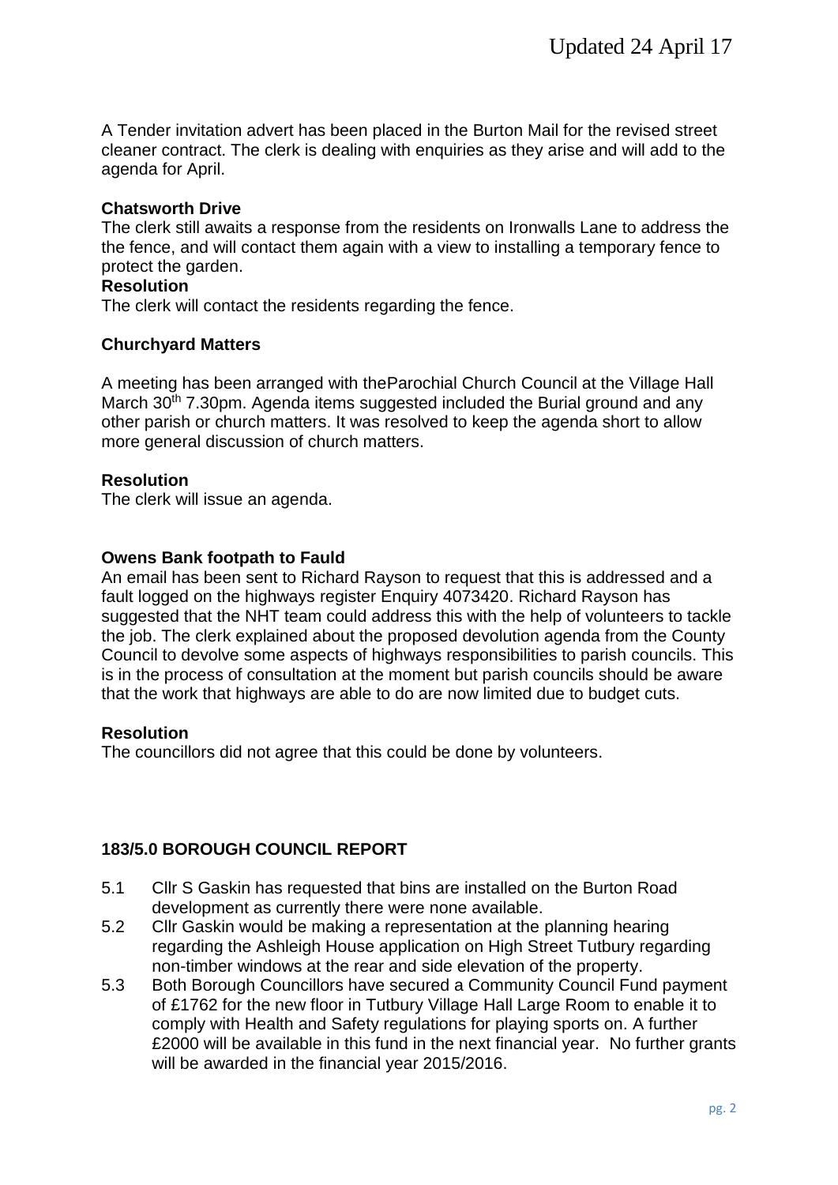A Tender invitation advert has been placed in the Burton Mail for the revised street cleaner contract. The clerk is dealing with enquiries as they arise and will add to the agenda for April.

**Chatsworth Drive**

The clerk still awaits a response from the residents on Ironwalls Lane to address the the fence, and will contact them again with a view to installing a temporary fence to protect the garden.

**Resolution**

The clerk will contact the residents regarding the fence.

**Churchyard Matters**

A meeting has been arranged with theParochial Church Council at the Village Hall March 30th 7.30pm. Agenda items suggested included the Burial ground and any other parish or church matters. It was resolved to keep the agenda short to allow more general discussion of church matters.

**Resolution**

The clerk will issue an agenda.

**Owens Bank footpath to Fauld**

An email has been sent to Richard Rayson to request that this is addressed and a fault logged on the highways register Enquiry 4073420. Richard Rayson has suggested that the NHT team could address this with the help of volunteers to tackle the job. The clerk explained about the proposed devolution agenda from the County Council to devolve some aspects of highways responsibilities to parish councils. This is in the process of consultation at the moment but parish councils should be aware that the work that highways are able to do are now limited due to budget cuts.

**Resolution**

The councillors did not agree that this could be done by volunteers.

**183/5.0 BOROUGH COUNCIL REPORT**

5.1 Cllr S Gaskin has requested that bins are installed on the Burton Road development as currently there were none available.

5.2 Cllr Gaskin would be making a representation at the planning hearing regarding the Ashleigh House application on High Street Tutbury regarding non-timber windows at the rear and side elevation of the property.

5.3 Both Borough Councillors have secured a Community Council Fund payment of £1762 for the new floor in Tutbury Village Hall Large Room to enable it to comply with Health and Safety regulations for playing sports on. A further £2000 will be available in this fund in the next financial year. No further grants will be awarded in the financial year 2015/2016.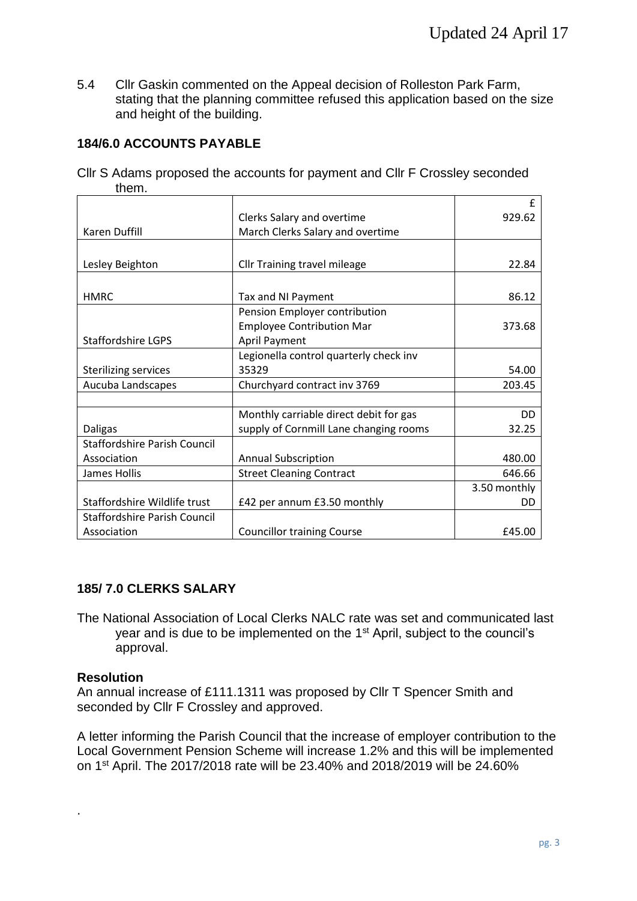5.4 Cllr Gaskin commented on the Appeal decision of Rolleston Park Farm, stating that the planning committee refused this application based on the size and height of the building.

**184/6.0 ACCOUNTS PAYABLE**

Cllr S Adams proposed the accounts for payment and Cllr F Crossley seconded them.

| | | £ |
|---|---|---|
| Karen Duffill | Clerks Salary and overtime<br>March Clerks Salary and overtime | 929.62 |
| Lesley Beighton | Cllr Training travel mileage | 22.84 |
| HMRC | Tax and NI Payment | 86.12 |
| Staffordshire LGPS | Pension Employer contribution<br>Employee Contribution Mar<br>April Payment | 373.68 |
| Sterilizing services | Legionella control quarterly check inv 35329 | 54.00 |
| Aucuba Landscapes | Churchyard contract inv 3769 | 203.45 |
| | | |
| Daligas | Monthly carriable direct debit for gas supply of Cornmill Lane changing rooms | DD 32.25 |
| Staffordshire Parish Council Association | Annual Subscription | 480.00 |
| James Hollis | Street Cleaning Contract | 646.66 |
| Staffordshire Wildlife trust | £42 per annum £3.50 monthly | 3.50 monthly DD |
| Staffordshire Parish Council Association | Councillor training Course | £45.00 |

**185/ 7.0 CLERKS SALARY**

The National Association of Local Clerks NALC rate was set and communicated last year and is due to be implemented on the 1st April, subject to the council's approval.

**Resolution**

An annual increase of £111.1311 was proposed by Cllr T Spencer Smith and seconded by Cllr F Crossley and approved.

A letter informing the Parish Council that the increase of employer contribution to the Local Government Pension Scheme will increase 1.2% and this will be implemented on 1st April. The 2017/2018 rate will be 23.40% and 2018/2019 will be 24.60%

.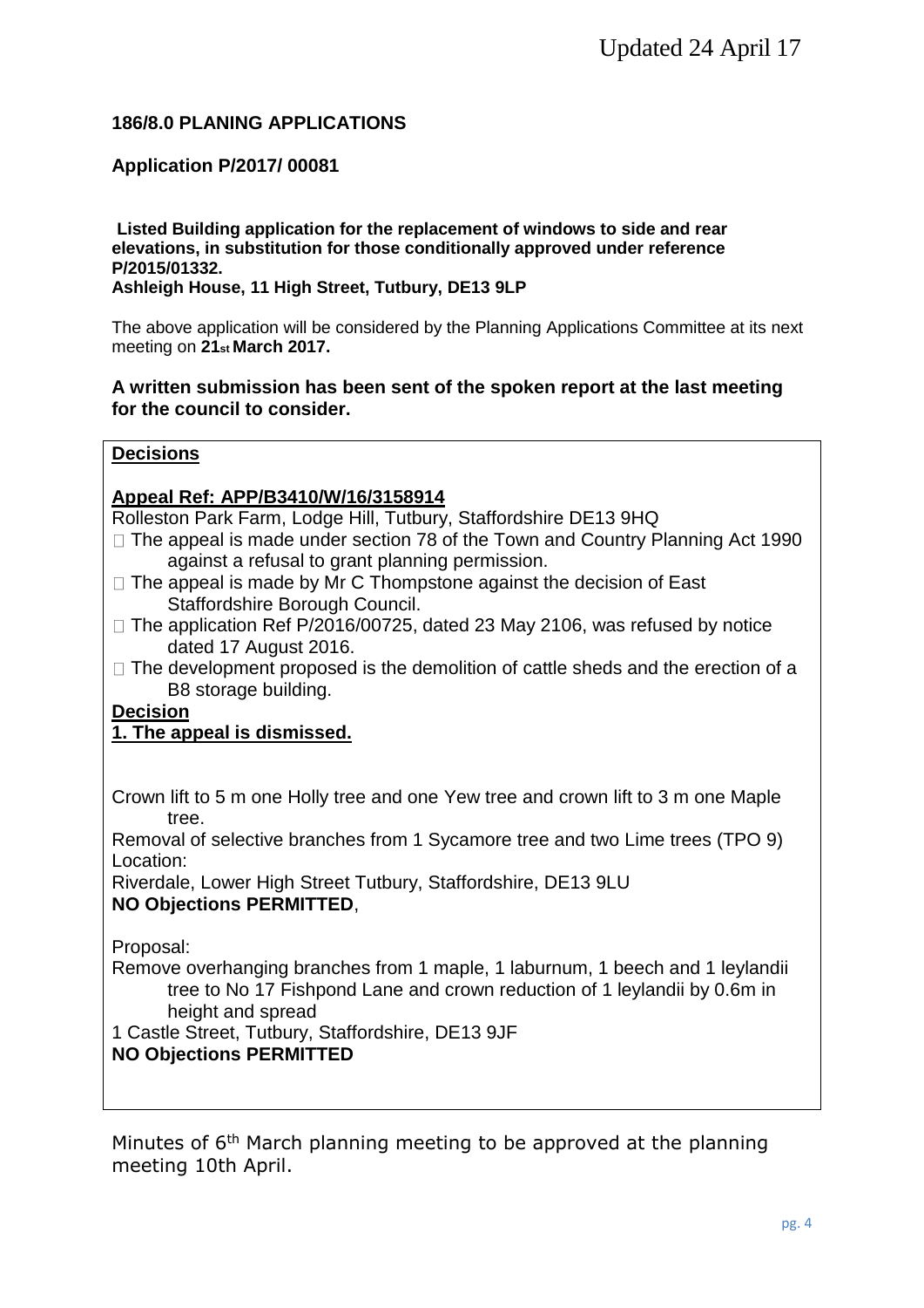Updated 24 April 17

**186/8.0 PLANING APPLICATIONS**

**Application P/2017/ 00081**

**Listed Building application for the replacement of windows to side and rear elevations, in substitution for those conditionally approved under reference P/2015/01332.**
**Ashleigh House, 11 High Street, Tutbury, DE13 9LP**

The above application will be considered by the Planning Applications Committee at its next meeting on **21st March 2017.**

**A written submission has been sent of the spoken report at the last meeting for the council to consider.**

**Decisions**

**Appeal Ref: APP/B3410/W/16/3158914**

Rolleston Park Farm, Lodge Hill, Tutbury, Staffordshire DE13 9HQ

- The appeal is made under section 78 of the Town and Country Planning Act 1990 against a refusal to grant planning permission.
- The appeal is made by Mr C Thompstone against the decision of East Staffordshire Borough Council.
- The application Ref P/2016/00725, dated 23 May 2106, was refused by notice dated 17 August 2016.
- The development proposed is the demolition of cattle sheds and the erection of a B8 storage building.

**Decision**

**1. The appeal is dismissed.**

Crown lift to 5 m one Holly tree and one Yew tree and crown lift to 3 m one Maple tree.
Removal of selective branches from 1 Sycamore tree and two Lime trees (TPO 9)
Location:
Riverdale, Lower High Street Tutbury, Staffordshire, DE13 9LU
**NO Objections PERMITTED**,

Proposal:
Remove overhanging branches from 1 maple, 1 laburnum, 1 beech and 1 leylandii tree to No 17 Fishpond Lane and crown reduction of 1 leylandii by 0.6m in height and spread
1 Castle Street, Tutbury, Staffordshire, DE13 9JF
**NO Objections PERMITTED**

Minutes of 6th March planning meeting to be approved at the planning meeting 10th April.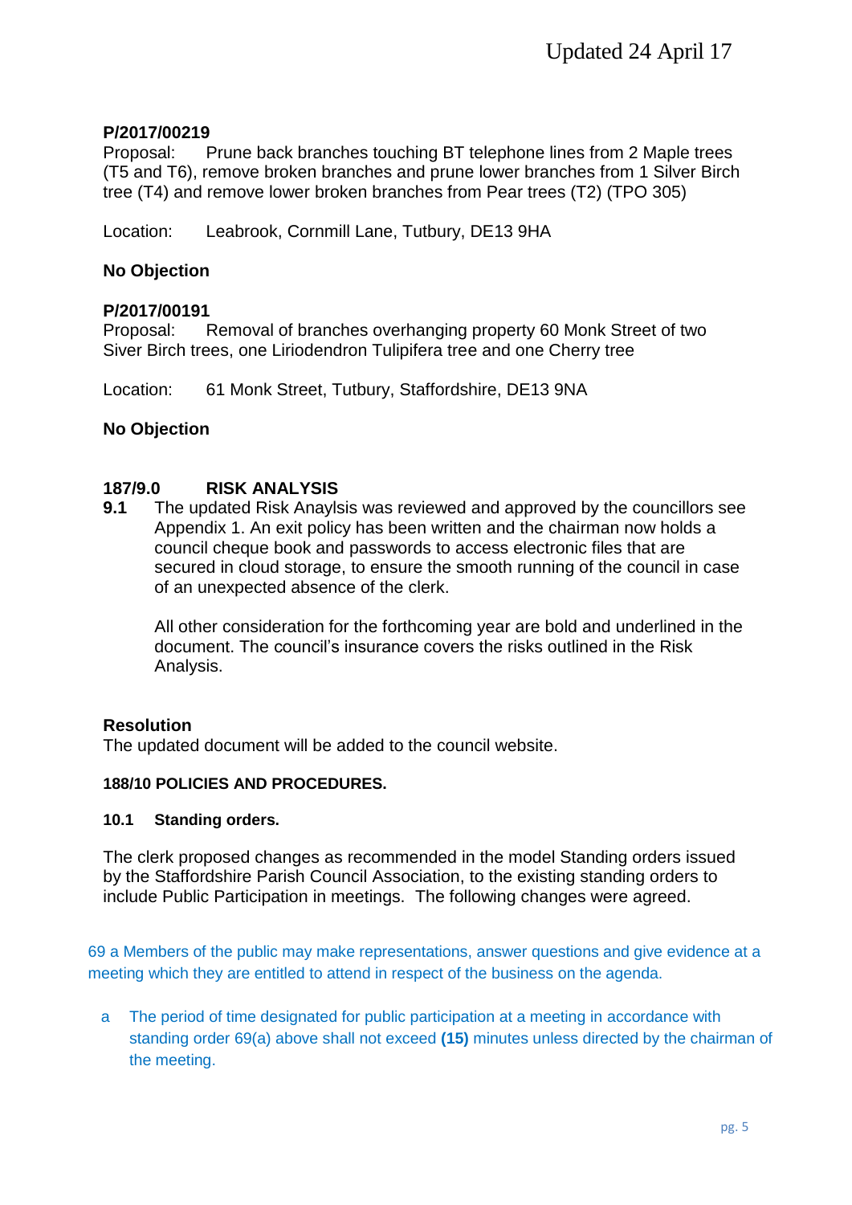**P/2017/00219**
Proposal: Prune back branches touching BT telephone lines from 2 Maple trees (T5 and T6), remove broken branches and prune lower branches from 1 Silver Birch tree (T4) and remove lower broken branches from Pear trees (T2) (TPO 305)

Location: Leabrook, Cornmill Lane, Tutbury, DE13 9HA

**No Objection**

**P/2017/00191**
Proposal: Removal of branches overhanging property 60 Monk Street of two Siver Birch trees, one Liriodendron Tulipifera tree and one Cherry tree

Location: 61 Monk Street, Tutbury, Staffordshire, DE13 9NA

**No Objection**

## 187/9.0 RISK ANALYSIS

**9.1** The updated Risk Anaylsis was reviewed and approved by the councillors see Appendix 1. An exit policy has been written and the chairman now holds a council cheque book and passwords to access electronic files that are secured in cloud storage, to ensure the smooth running of the council in case of an unexpected absence of the clerk.

All other consideration for the forthcoming year are bold and underlined in the document. The council's insurance covers the risks outlined in the Risk Analysis.

**Resolution**
The updated document will be added to the council website.

### 188/10 POLICIES AND PROCEDURES.

**10.1 Standing orders.**

The clerk proposed changes as recommended in the model Standing orders issued by the Staffordshire Parish Council Association, to the existing standing orders to include Public Participation in meetings. The following changes were agreed.

69 a Members of the public may make representations, answer questions and give evidence at a meeting which they are entitled to attend in respect of the business on the agenda.

a The period of time designated for public participation at a meeting in accordance with standing order 69(a) above shall not exceed **(15)** minutes unless directed by the chairman of the meeting.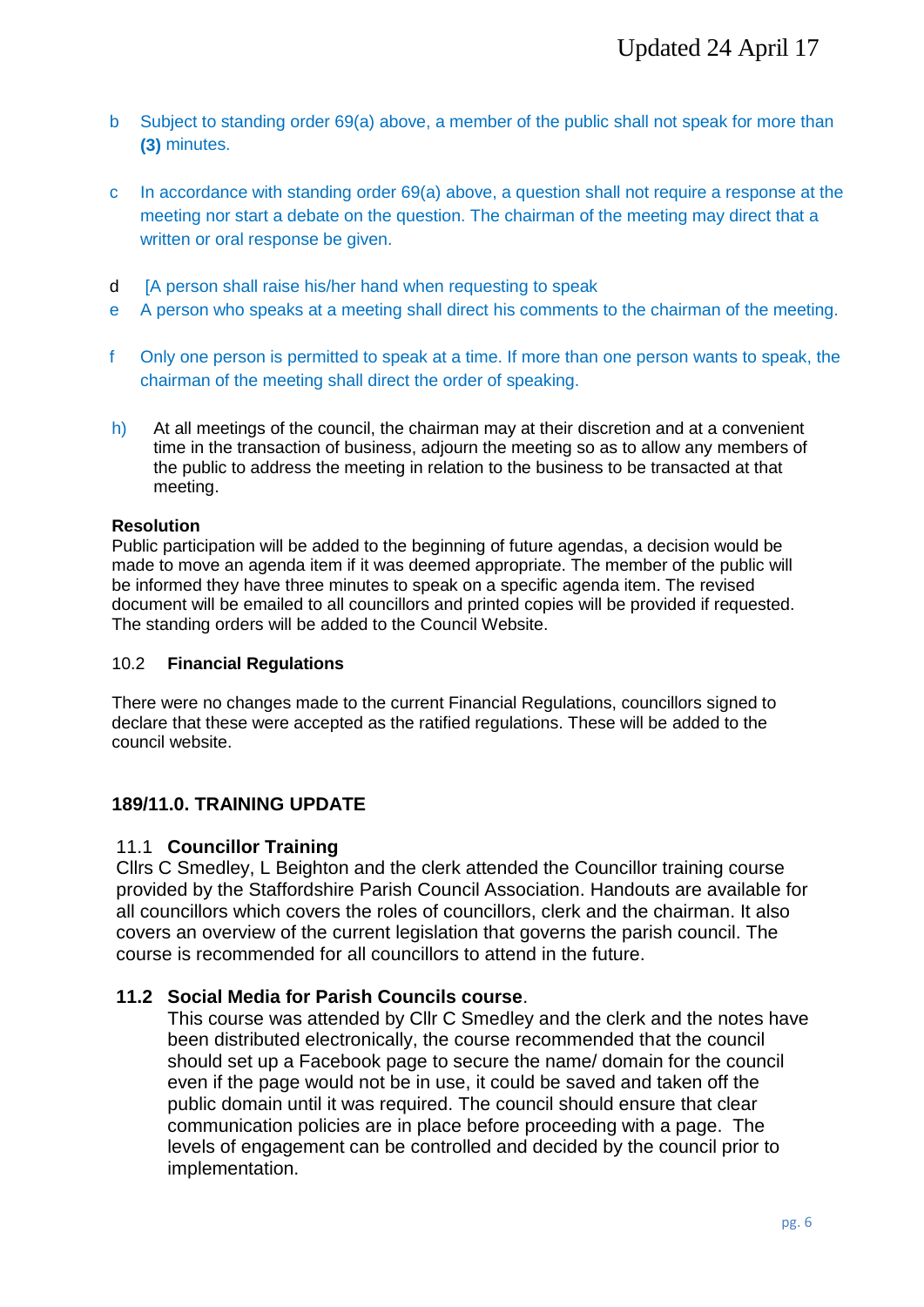b Subject to standing order 69(a) above, a member of the public shall not speak for more than **(3)** minutes.

c In accordance with standing order 69(a) above, a question shall not require a response at the meeting nor start a debate on the question. The chairman of the meeting may direct that a written or oral response be given.

d [A person shall raise his/her hand when requesting to speak

e A person who speaks at a meeting shall direct his comments to the chairman of the meeting.

f Only one person is permitted to speak at a time. If more than one person wants to speak, the chairman of the meeting shall direct the order of speaking.

h) At all meetings of the council, the chairman may at their discretion and at a convenient time in the transaction of business, adjourn the meeting so as to allow any members of the public to address the meeting in relation to the business to be transacted at that meeting.

**Resolution**

Public participation will be added to the beginning of future agendas, a decision would be made to move an agenda item if it was deemed appropriate. The member of the public will be informed they have three minutes to speak on a specific agenda item. The revised document will be emailed to all councillors and printed copies will be provided if requested. The standing orders will be added to the Council Website.

10.2 **Financial Regulations**

There were no changes made to the current Financial Regulations, councillors signed to declare that these were accepted as the ratified regulations. These will be added to the council website.

## 189/11.0. TRAINING UPDATE

### 11.1 Councillor Training

Cllrs C Smedley, L Beighton and the clerk attended the Councillor training course provided by the Staffordshire Parish Council Association. Handouts are available for all councillors which covers the roles of councillors, clerk and the chairman. It also covers an overview of the current legislation that governs the parish council. The course is recommended for all councillors to attend in the future.

### 11.2 Social Media for Parish Councils course.

This course was attended by Cllr C Smedley and the clerk and the notes have been distributed electronically, the course recommended that the council should set up a Facebook page to secure the name/ domain for the council even if the page would not be in use, it could be saved and taken off the public domain until it was required. The council should ensure that clear communication policies are in place before proceeding with a page. The levels of engagement can be controlled and decided by the council prior to implementation.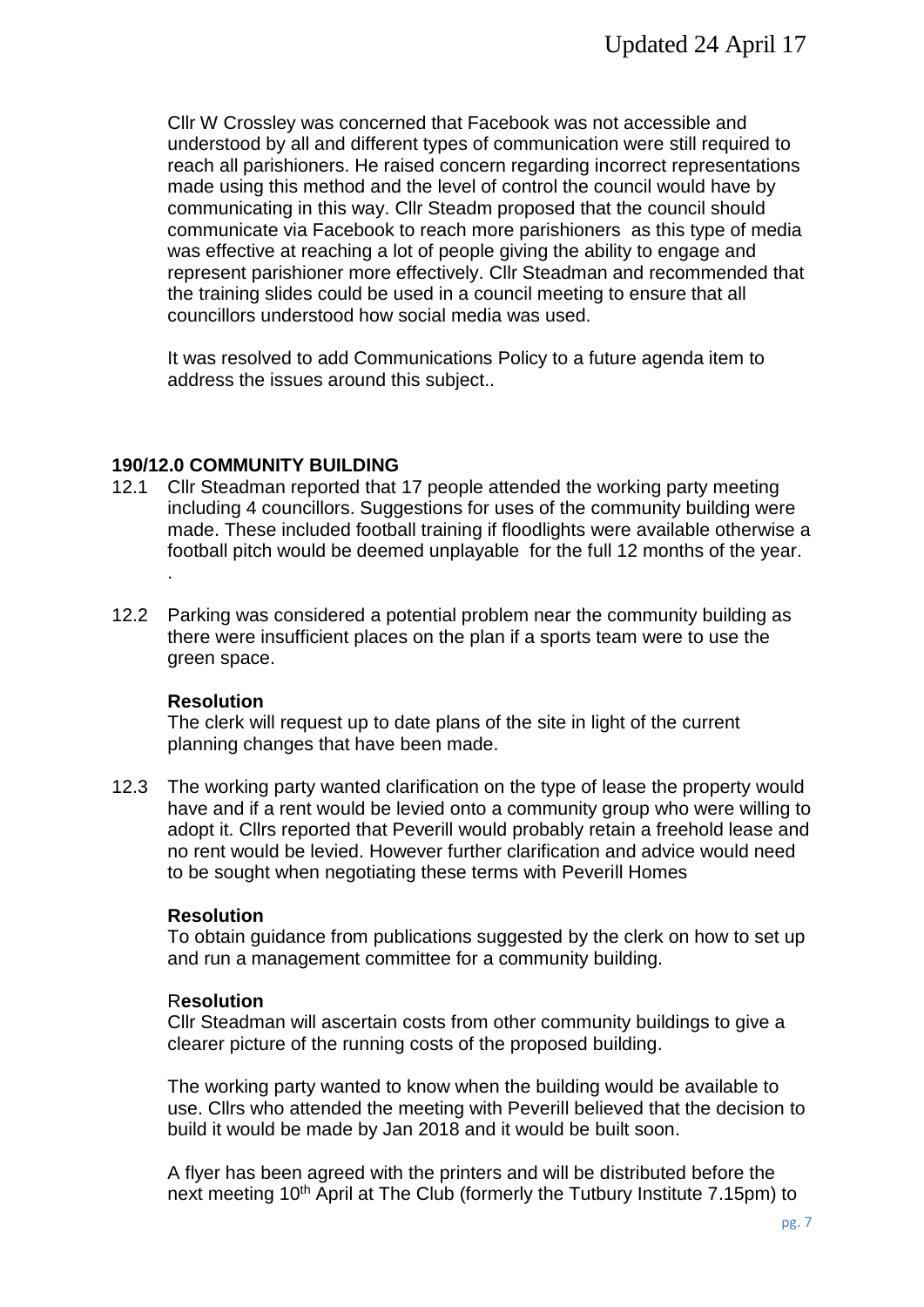Cllr W Crossley was concerned that Facebook was not accessible and understood by all and different types of communication were still required to reach all parishioners. He raised concern regarding incorrect representations made using this method and the level of control the council would have by communicating in this way. Cllr Steadm proposed that the council should communicate via Facebook to reach more parishioners as this type of media was effective at reaching a lot of people giving the ability to engage and represent parishioner more effectively. Cllr Steadman and recommended that the training slides could be used in a council meeting to ensure that all councillors understood how social media was used.

It was resolved to add Communications Policy to a future agenda item to address the issues around this subject..

**190/12.0 COMMUNITY BUILDING**

12.1 Cllr Steadman reported that 17 people attended the working party meeting including 4 councillors. Suggestions for uses of the community building were made. These included football training if floodlights were available otherwise a football pitch would be deemed unplayable for the full 12 months of the year.
.

12.2 Parking was considered a potential problem near the community building as there were insufficient places on the plan if a sports team were to use the green space.

**Resolution**
The clerk will request up to date plans of the site in light of the current planning changes that have been made.

12.3 The working party wanted clarification on the type of lease the property would have and if a rent would be levied onto a community group who were willing to adopt it. Cllrs reported that Peverill would probably retain a freehold lease and no rent would be levied. However further clarification and advice would need to be sought when negotiating these terms with Peverill Homes

**Resolution**
To obtain guidance from publications suggested by the clerk on how to set up and run a management committee for a community building.

R**esolution**
Cllr Steadman will ascertain costs from other community buildings to give a clearer picture of the running costs of the proposed building.

The working party wanted to know when the building would be available to use. Cllrs who attended the meeting with Peverill believed that the decision to build it would be made by Jan 2018 and it would be built soon.

A flyer has been agreed with the printers and will be distributed before the next meeting 10th April at The Club (formerly the Tutbury Institute 7.15pm) to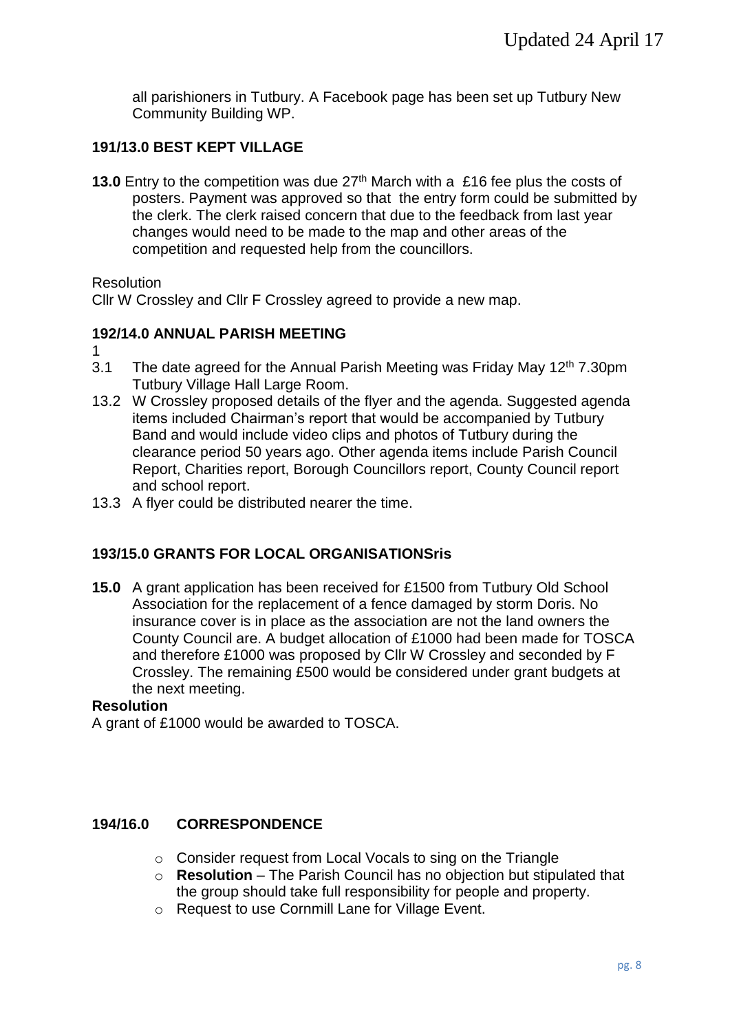all parishioners in Tutbury. A Facebook page has been set up Tutbury New Community Building WP.

**191/13.0 BEST KEPT VILLAGE**

**13.0** Entry to the competition was due 27th March with a £16 fee plus the costs of posters. Payment was approved so that the entry form could be submitted by the clerk. The clerk raised concern that due to the feedback from last year changes would need to be made to the map and other areas of the competition and requested help from the councillors.

Resolution
Cllr W Crossley and Cllr F Crossley agreed to provide a new map.

**192/14.0 ANNUAL PARISH MEETING**

1
3.1 The date agreed for the Annual Parish Meeting was Friday May 12th 7.30pm Tutbury Village Hall Large Room.

13.2 W Crossley proposed details of the flyer and the agenda. Suggested agenda items included Chairman's report that would be accompanied by Tutbury Band and would include video clips and photos of Tutbury during the clearance period 50 years ago. Other agenda items include Parish Council Report, Charities report, Borough Councillors report, County Council report and school report.

13.3 A flyer could be distributed nearer the time.

**193/15.0 GRANTS FOR LOCAL ORGANISATIONSris**

**15.0** A grant application has been received for £1500 from Tutbury Old School Association for the replacement of a fence damaged by storm Doris. No insurance cover is in place as the association are not the land owners the County Council are. A budget allocation of £1000 had been made for TOSCA and therefore £1000 was proposed by Cllr W Crossley and seconded by F Crossley. The remaining £500 would be considered under grant budgets at the next meeting.

**Resolution**
A grant of £1000 would be awarded to TOSCA.

**194/16.0 CORRESPONDENCE**

- Consider request from Local Vocals to sing on the Triangle
- **Resolution** – The Parish Council has no objection but stipulated that the group should take full responsibility for people and property.
- Request to use Cornmill Lane for Village Event.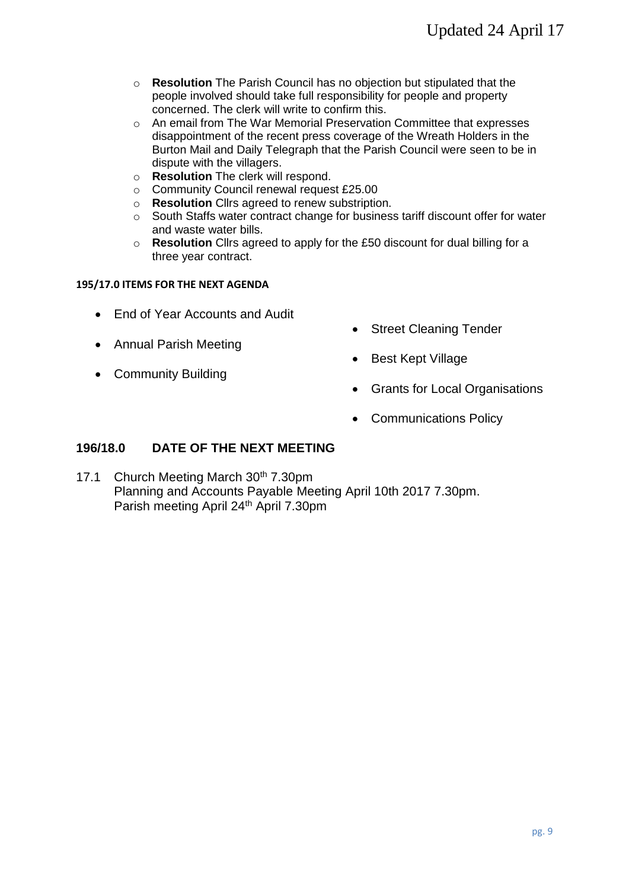- **Resolution** The Parish Council has no objection but stipulated that the people involved should take full responsibility for people and property concerned. The clerk will write to confirm this.
- An email from The War Memorial Preservation Committee that expresses disappointment of the recent press coverage of the Wreath Holders in the Burton Mail and Daily Telegraph that the Parish Council were seen to be in dispute with the villagers.
- **Resolution** The clerk will respond.
- Community Council renewal request £25.00
- **Resolution** Cllrs agreed to renew substription.
- South Staffs water contract change for business tariff discount offer for water and waste water bills.
- **Resolution** Cllrs agreed to apply for the £50 discount for dual billing for a three year contract.

**195/17.0 ITEMS FOR THE NEXT AGENDA**

- End of Year Accounts and Audit
- Annual Parish Meeting
- Community Building
- Street Cleaning Tender
- Best Kept Village
- Grants for Local Organisations
- Communications Policy

## 196/18.0 DATE OF THE NEXT MEETING

17.1 Church Meeting March 30th 7.30pm
Planning and Accounts Payable Meeting April 10th 2017 7.30pm.
Parish meeting April 24th April 7.30pm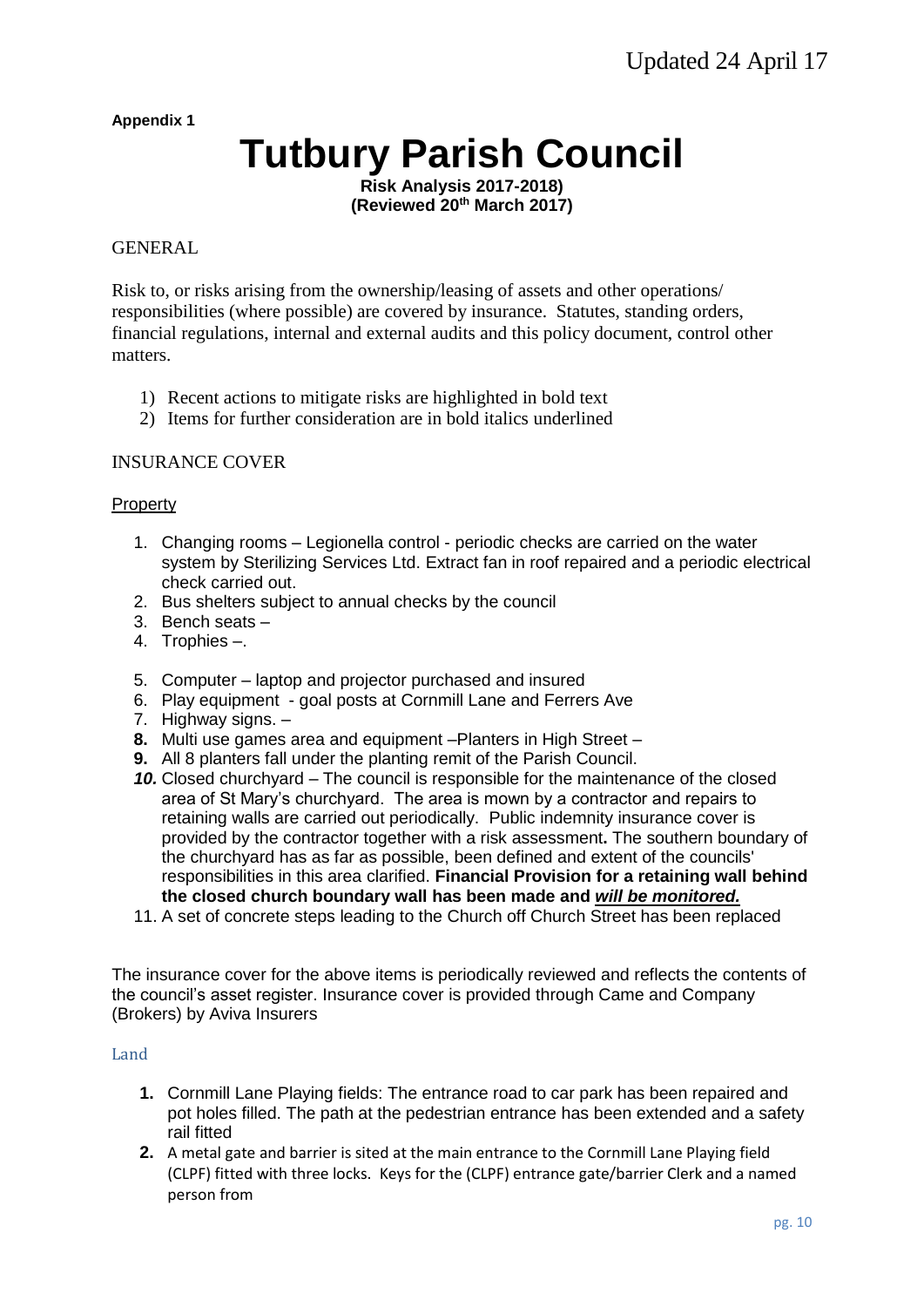Updated 24 April 17

**Appendix 1**

# Tutbury Parish Council

**Risk Analysis 2017-2018)**
**(Reviewed 20th March 2017)**

GENERAL

Risk to, or risks arising from the ownership/leasing of assets and other operations/ responsibilities (where possible) are covered by insurance. Statutes, standing orders, financial regulations, internal and external audits and this policy document, control other matters.

1) Recent actions to mitigate risks are highlighted in bold text
2) Items for further consideration are in bold italics underlined

INSURANCE COVER

Property

1. Changing rooms – Legionella control - periodic checks are carried on the water system by Sterilizing Services Ltd. Extract fan in roof repaired and a periodic electrical check carried out.
2. Bus shelters subject to annual checks by the council
3. Bench seats –
4. Trophies –.
5. Computer – laptop and projector purchased and insured
6. Play equipment - goal posts at Cornmill Lane and Ferrers Ave
7. Highway signs. –
8. Multi use games area and equipment –Planters in High Street –
9. All 8 planters fall under the planting remit of the Parish Council.
10. Closed churchyard – The council is responsible for the maintenance of the closed area of St Mary's churchyard. The area is mown by a contractor and repairs to retaining walls are carried out periodically. Public indemnity insurance cover is provided by the contractor together with a risk assessment**.** The southern boundary of the churchyard has as far as possible, been defined and extent of the councils' responsibilities in this area clarified. **Financial Provision for a retaining wall behind the closed church boundary wall has been made and *<u>will be monitored.</u>***
11. A set of concrete steps leading to the Church off Church Street has been replaced

The insurance cover for the above items is periodically reviewed and reflects the contents of the council's asset register. Insurance cover is provided through Came and Company (Brokers) by Aviva Insurers

Land

1. Cornmill Lane Playing fields: The entrance road to car park has been repaired and pot holes filled. The path at the pedestrian entrance has been extended and a safety rail fitted
2. A metal gate and barrier is sited at the main entrance to the Cornmill Lane Playing field (CLPF) fitted with three locks. Keys for the (CLPF) entrance gate/barrier Clerk and a named person from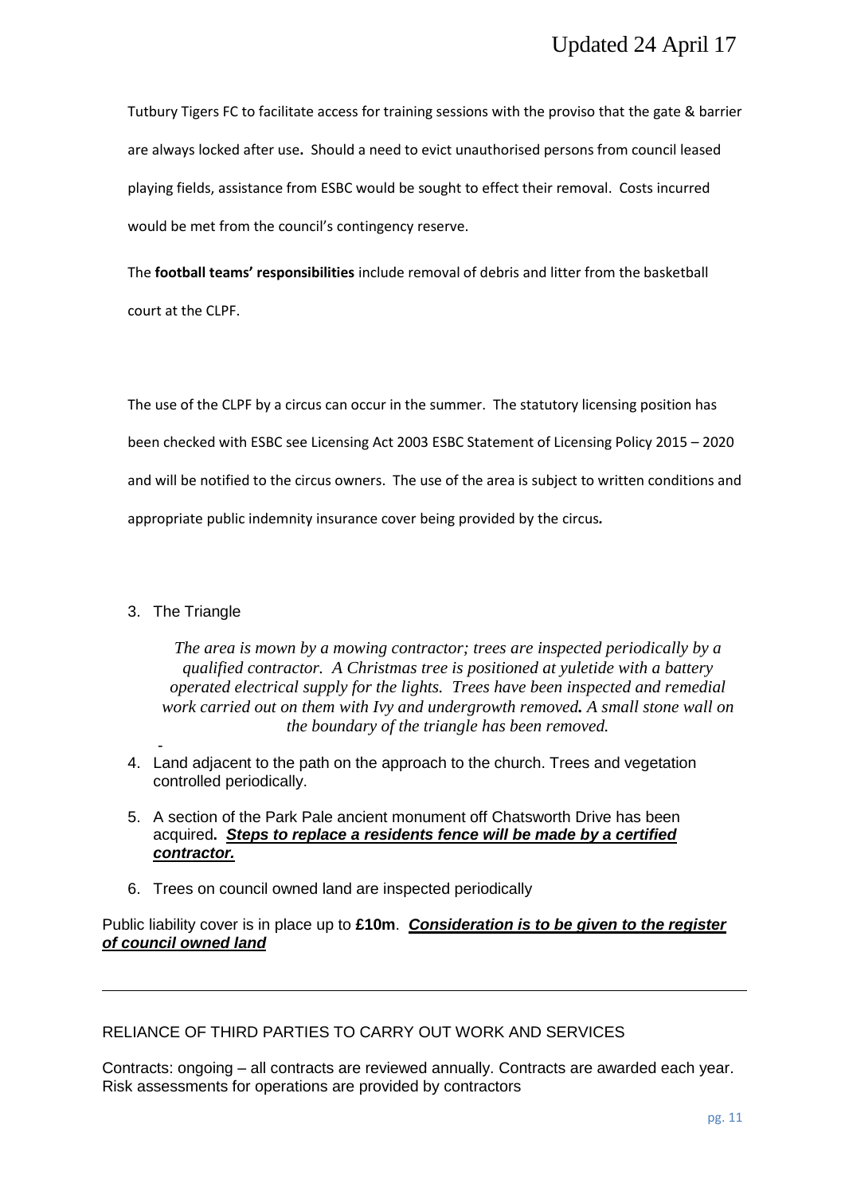Tutbury Tigers FC to facilitate access for training sessions with the proviso that the gate & barrier are always locked after use**.** Should a need to evict unauthorised persons from council leased playing fields, assistance from ESBC would be sought to effect their removal. Costs incurred would be met from the council's contingency reserve.

The **football teams' responsibilities** include removal of debris and litter from the basketball court at the CLPF.

The use of the CLPF by a circus can occur in the summer. The statutory licensing position has been checked with ESBC see Licensing Act 2003 ESBC Statement of Licensing Policy 2015 – 2020 and will be notified to the circus owners. The use of the area is subject to written conditions and appropriate public indemnity insurance cover being provided by the circus*.*

3. The Triangle

   *The area is mown by a mowing contractor; trees are inspected periodically by a qualified contractor. A Christmas tree is positioned at yuletide with a battery operated electrical supply for the lights. Trees have been inspected and remedial work carried out on them with Ivy and undergrowth removed**.** A small stone wall on the boundary of the triangle has been removed.*

   -

4. Land adjacent to the path on the approach to the church. Trees and vegetation controlled periodically.
5. A section of the Park Pale ancient monument off Chatsworth Drive has been acquired***.*** ***<u>Steps to replace a residents fence will be made by a certified contractor.</u>***
6. Trees on council owned land are inspected periodically

Public liability cover is in place up to **£10m**. ***<u>Consideration is to be given to the register of council owned land</u>***

---

RELIANCE OF THIRD PARTIES TO CARRY OUT WORK AND SERVICES

Contracts: ongoing – all contracts are reviewed annually. Contracts are awarded each year. Risk assessments for operations are provided by contractors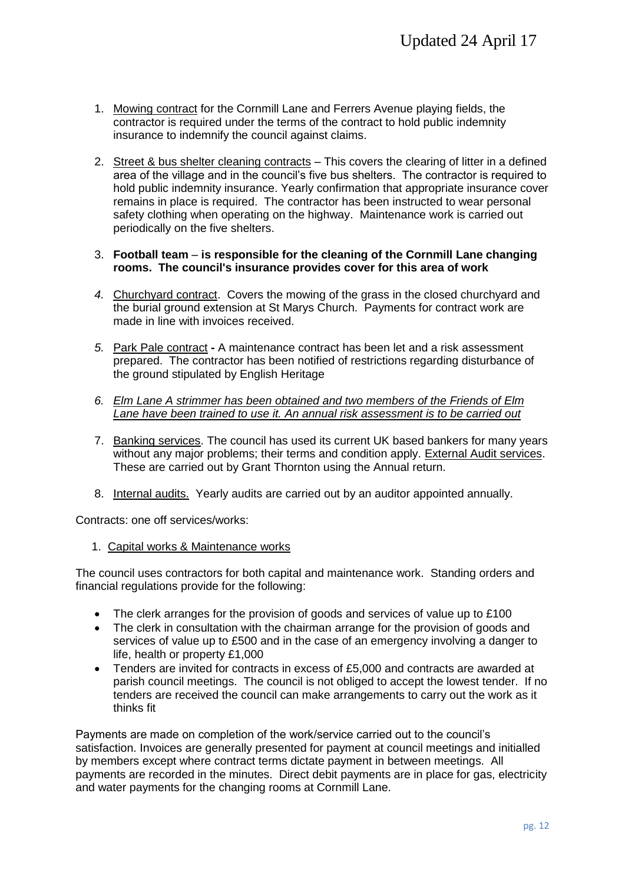1. Mowing contract for the Cornmill Lane and Ferrers Avenue playing fields, the contractor is required under the terms of the contract to hold public indemnity insurance to indemnify the council against claims.

2. Street & bus shelter cleaning contracts – This covers the clearing of litter in a defined area of the village and in the council's five bus shelters. The contractor is required to hold public indemnity insurance. Yearly confirmation that appropriate insurance cover remains in place is required. The contractor has been instructed to wear personal safety clothing when operating on the highway. Maintenance work is carried out periodically on the five shelters.

3. **Football team – is responsible for the cleaning of the Cornmill Lane changing rooms. The council's insurance provides cover for this area of work**

4. Churchyard contract. Covers the mowing of the grass in the closed churchyard and the burial ground extension at St Marys Church. Payments for contract work are made in line with invoices received.

5. Park Pale contract **-** A maintenance contract has been let and a risk assessment prepared. The contractor has been notified of restrictions regarding disturbance of the ground stipulated by English Heritage

6. *Elm Lane A strimmer has been obtained and two members of the Friends of Elm Lane have been trained to use it. An annual risk assessment is to be carried out*

7. Banking services. The council has used its current UK based bankers for many years without any major problems; their terms and condition apply. External Audit services. These are carried out by Grant Thornton using the Annual return.

8. Internal audits. Yearly audits are carried out by an auditor appointed annually.

Contracts: one off services/works:

1. Capital works & Maintenance works

The council uses contractors for both capital and maintenance work. Standing orders and financial regulations provide for the following:

- The clerk arranges for the provision of goods and services of value up to £100
- The clerk in consultation with the chairman arrange for the provision of goods and services of value up to £500 and in the case of an emergency involving a danger to life, health or property £1,000
- Tenders are invited for contracts in excess of £5,000 and contracts are awarded at parish council meetings. The council is not obliged to accept the lowest tender. If no tenders are received the council can make arrangements to carry out the work as it thinks fit

Payments are made on completion of the work/service carried out to the council's satisfaction. Invoices are generally presented for payment at council meetings and initialled by members except where contract terms dictate payment in between meetings. All payments are recorded in the minutes. Direct debit payments are in place for gas, electricity and water payments for the changing rooms at Cornmill Lane.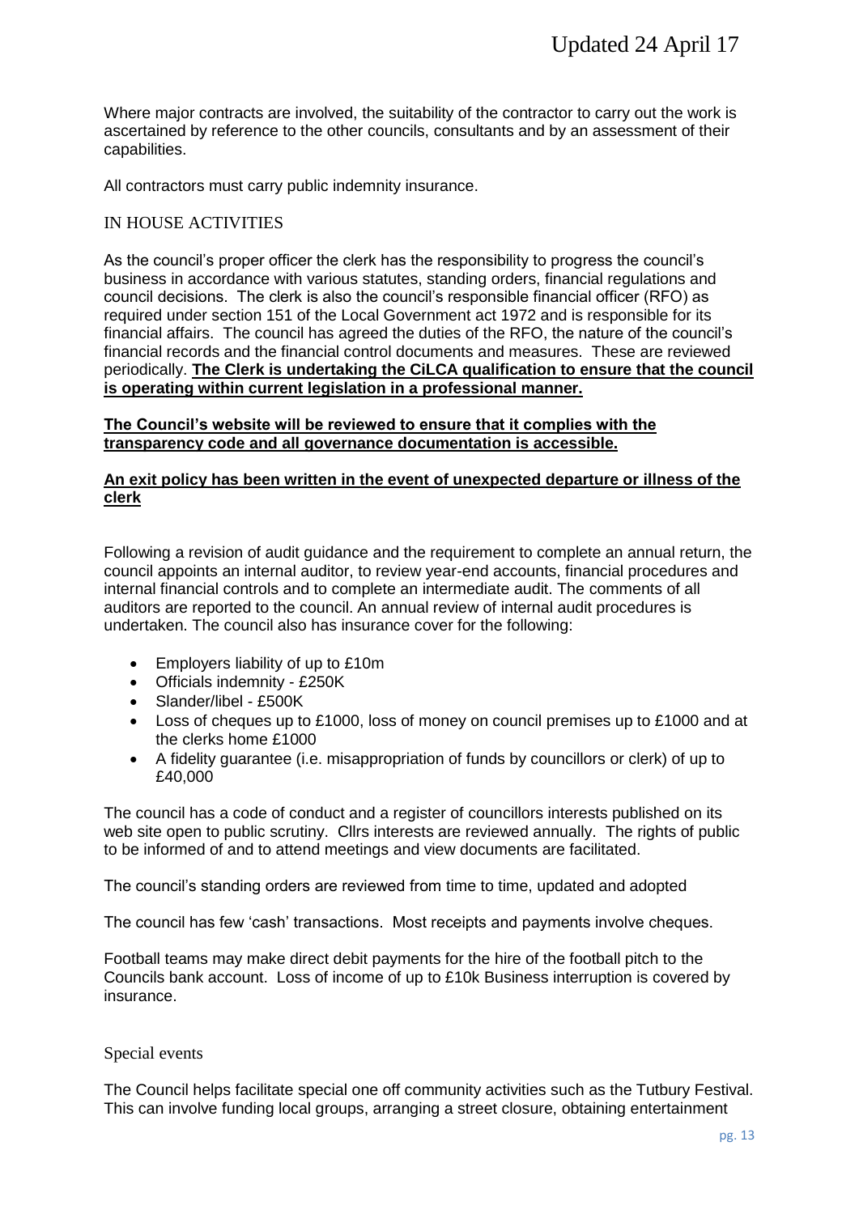Where major contracts are involved, the suitability of the contractor to carry out the work is ascertained by reference to the other councils, consultants and by an assessment of their capabilities.

All contractors must carry public indemnity insurance.

## IN HOUSE ACTIVITIES

As the council's proper officer the clerk has the responsibility to progress the council's business in accordance with various statutes, standing orders, financial regulations and council decisions. The clerk is also the council's responsible financial officer (RFO) as required under section 151 of the Local Government act 1972 and is responsible for its financial affairs. The council has agreed the duties of the RFO, the nature of the council's financial records and the financial control documents and measures. These are reviewed periodically. **The Clerk is undertaking the CiLCA qualification to ensure that the council is operating within current legislation in a professional manner.**

**The Council's website will be reviewed to ensure that it complies with the transparency code and all governance documentation is accessible.**

**An exit policy has been written in the event of unexpected departure or illness of the clerk**

Following a revision of audit guidance and the requirement to complete an annual return, the council appoints an internal auditor, to review year-end accounts, financial procedures and internal financial controls and to complete an intermediate audit. The comments of all auditors are reported to the council. An annual review of internal audit procedures is undertaken. The council also has insurance cover for the following:

- Employers liability of up to £10m
- Officials indemnity - £250K
- Slander/libel - £500K
- Loss of cheques up to £1000, loss of money on council premises up to £1000 and at the clerks home £1000
- A fidelity guarantee (i.e. misappropriation of funds by councillors or clerk) of up to £40,000

The council has a code of conduct and a register of councillors interests published on its web site open to public scrutiny. Cllrs interests are reviewed annually. The rights of public to be informed of and to attend meetings and view documents are facilitated.

The council's standing orders are reviewed from time to time, updated and adopted

The council has few 'cash' transactions. Most receipts and payments involve cheques.

Football teams may make direct debit payments for the hire of the football pitch to the Councils bank account. Loss of income of up to £10k Business interruption is covered by insurance.

## Special events

The Council helps facilitate special one off community activities such as the Tutbury Festival. This can involve funding local groups, arranging a street closure, obtaining entertainment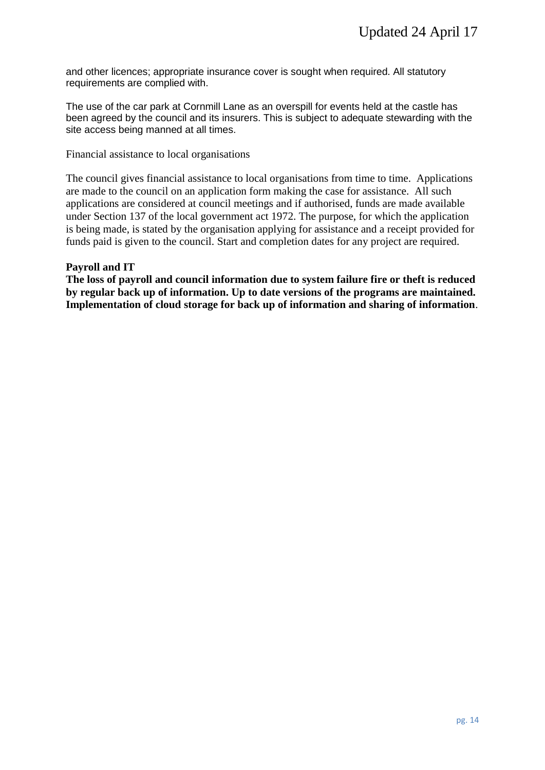and other licences; appropriate insurance cover is sought when required. All statutory requirements are complied with.

The use of the car park at Cornmill Lane as an overspill for events held at the castle has been agreed by the council and its insurers. This is subject to adequate stewarding with the site access being manned at all times.

Financial assistance to local organisations

The council gives financial assistance to local organisations from time to time. Applications are made to the council on an application form making the case for assistance. All such applications are considered at council meetings and if authorised, funds are made available under Section 137 of the local government act 1972. The purpose, for which the application is being made, is stated by the organisation applying for assistance and a receipt provided for funds paid is given to the council. Start and completion dates for any project are required.

**Payroll and IT**

**The loss of payroll and council information due to system failure fire or theft is reduced by regular back up of information. Up to date versions of the programs are maintained. Implementation of cloud storage for back up of information and sharing of information**.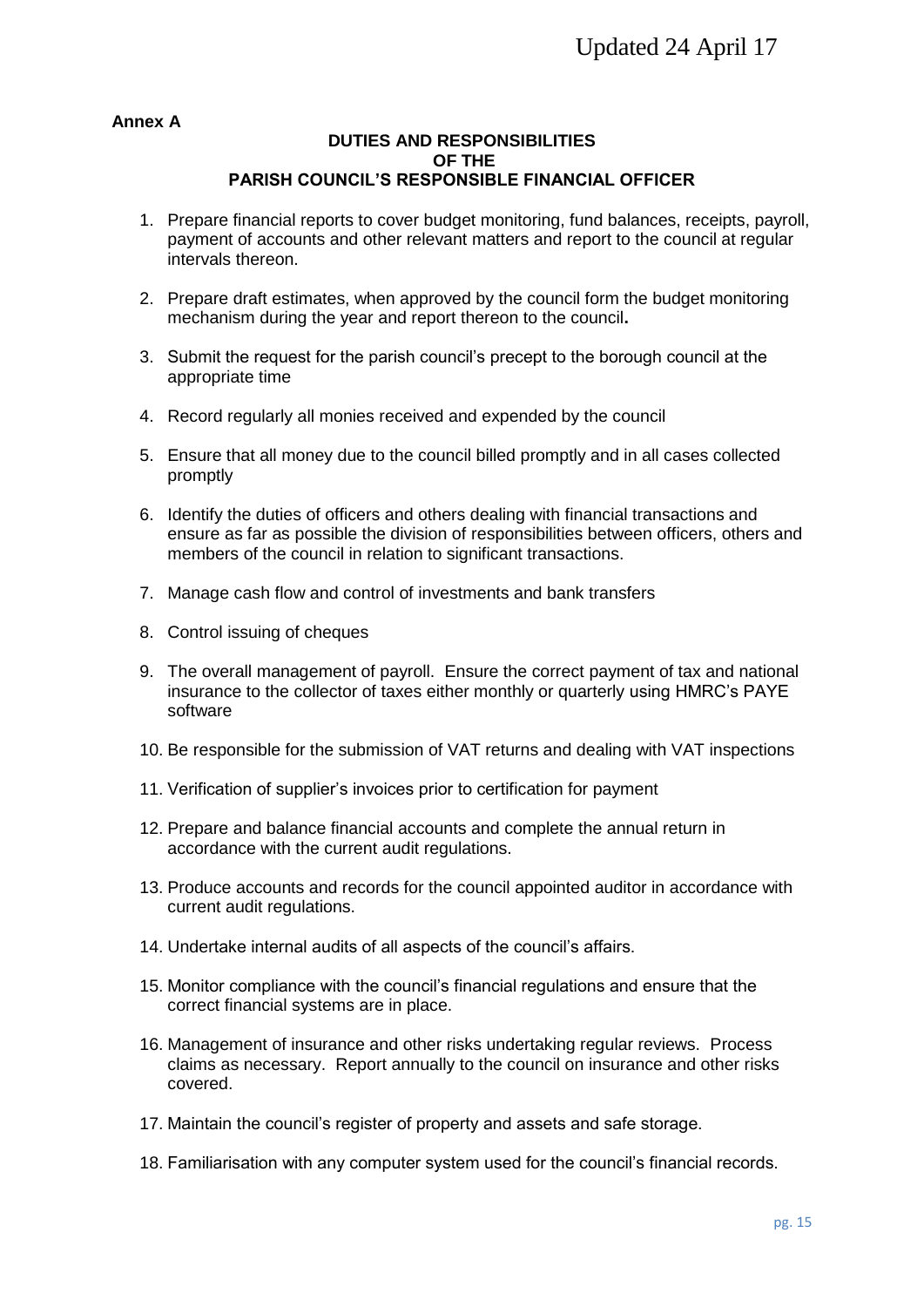**Annex A**

## DUTIES AND RESPONSIBILITIES OF THE PARISH COUNCIL'S RESPONSIBLE FINANCIAL OFFICER

1. Prepare financial reports to cover budget monitoring, fund balances, receipts, payroll, payment of accounts and other relevant matters and report to the council at regular intervals thereon.

2. Prepare draft estimates, when approved by the council form the budget monitoring mechanism during the year and report thereon to the council.

3. Submit the request for the parish council's precept to the borough council at the appropriate time

4. Record regularly all monies received and expended by the council

5. Ensure that all money due to the council billed promptly and in all cases collected promptly

6. Identify the duties of officers and others dealing with financial transactions and ensure as far as possible the division of responsibilities between officers, others and members of the council in relation to significant transactions.

7. Manage cash flow and control of investments and bank transfers

8. Control issuing of cheques

9. The overall management of payroll. Ensure the correct payment of tax and national insurance to the collector of taxes either monthly or quarterly using HMRC's PAYE software

10. Be responsible for the submission of VAT returns and dealing with VAT inspections

11. Verification of supplier's invoices prior to certification for payment

12. Prepare and balance financial accounts and complete the annual return in accordance with the current audit regulations.

13. Produce accounts and records for the council appointed auditor in accordance with current audit regulations.

14. Undertake internal audits of all aspects of the council's affairs.

15. Monitor compliance with the council's financial regulations and ensure that the correct financial systems are in place.

16. Management of insurance and other risks undertaking regular reviews. Process claims as necessary. Report annually to the council on insurance and other risks covered.

17. Maintain the council's register of property and assets and safe storage.

18. Familiarisation with any computer system used for the council's financial records.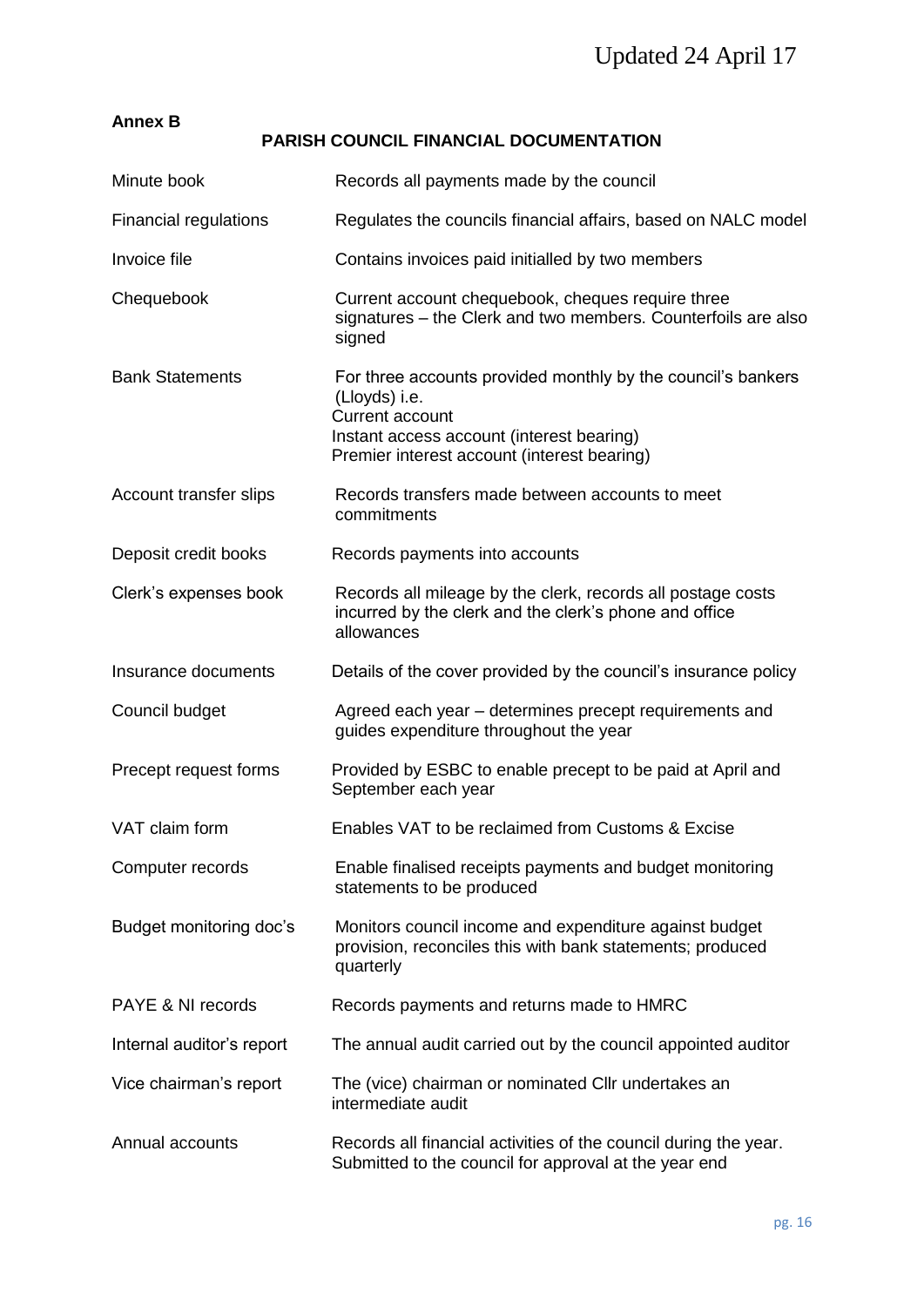Updated 24 April 17

**Annex B**

## PARISH COUNCIL FINANCIAL DOCUMENTATION

| | |
|---|---|
| Minute book | Records all payments made by the council |
| Financial regulations | Regulates the councils financial affairs, based on NALC model |
| Invoice file | Contains invoices paid initialled by two members |
| Chequebook | Current account chequebook, cheques require three signatures – the Clerk and two members. Counterfoils are also signed |
| Bank Statements | For three accounts provided monthly by the council's bankers (Lloyds) i.e.<br>Current account<br>Instant access account (interest bearing)<br>Premier interest account (interest bearing) |
| Account transfer slips | Records transfers made between accounts to meet commitments |
| Deposit credit books | Records payments into accounts |
| Clerk's expenses book | Records all mileage by the clerk, records all postage costs incurred by the clerk and the clerk's phone and office allowances |
| Insurance documents | Details of the cover provided by the council's insurance policy |
| Council budget | Agreed each year – determines precept requirements and guides expenditure throughout the year |
| Precept request forms | Provided by ESBC to enable precept to be paid at April and September each year |
| VAT claim form | Enables VAT to be reclaimed from Customs & Excise |
| Computer records | Enable finalised receipts payments and budget monitoring statements to be produced |
| Budget monitoring doc's | Monitors council income and expenditure against budget provision, reconciles this with bank statements; produced quarterly |
| PAYE & NI records | Records payments and returns made to HMRC |
| Internal auditor's report | The annual audit carried out by the council appointed auditor |
| Vice chairman's report | The (vice) chairman or nominated Cllr undertakes an intermediate audit |
| Annual accounts | Records all financial activities of the council during the year. Submitted to the council for approval at the year end |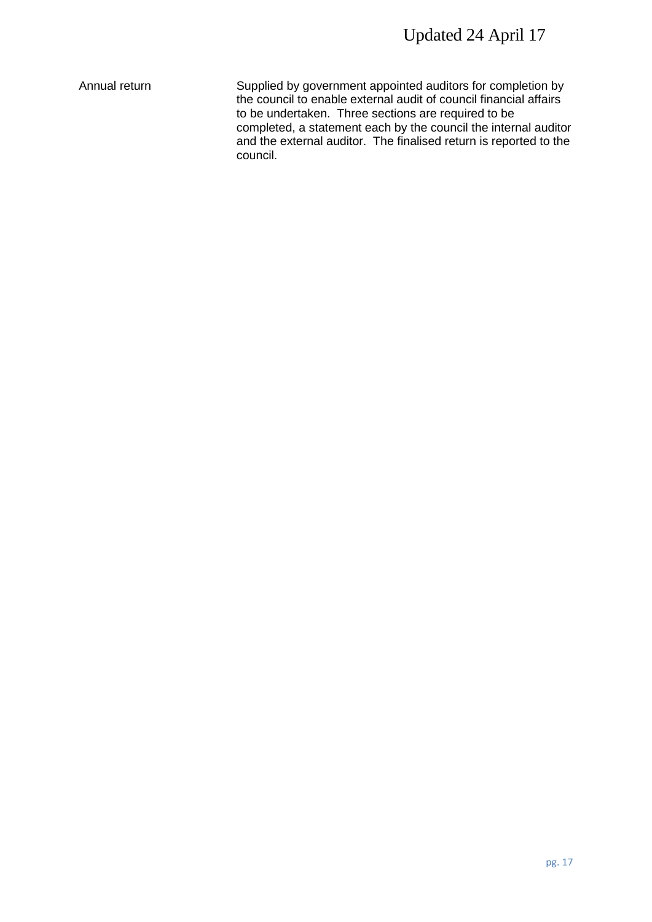| | |
|---|---|
| Annual return | Supplied by government appointed auditors for completion by the council to enable external audit of council financial affairs to be undertaken. Three sections are required to be completed, a statement each by the council the internal auditor and the external auditor. The finalised return is reported to the council. |